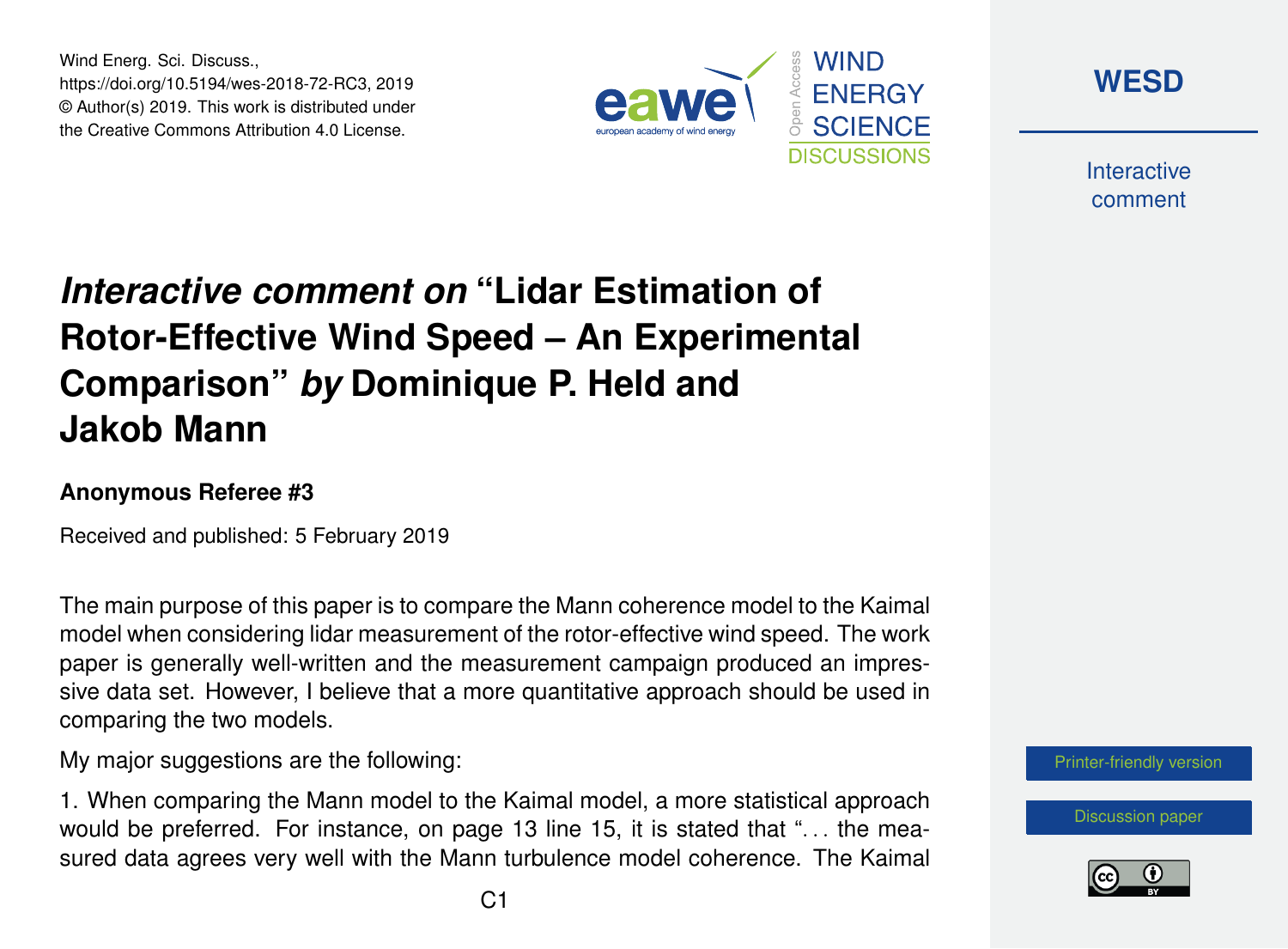# *Interactive comment on* "Lidar Estimation of Rotor-Effective Wind Speed – An Experimental Comparison" *by* Dominique P. Held and Jakob Mann

**Anonymous Referee #3**

Received and published: 5 February 2019

The main purpose of this paper is to compare the Mann coherence model to the Kaimal model when considering lidar measurement of the rotor-effective wind speed. The work paper is generally well-written and the measurement campaign produced an impressive data set. However, I believe that a more quantitative approach should be used in comparing the two models.

My major suggestions are the following:

1. When comparing the Mann model to the Kaimal model, a more statistical approach would be preferred. For instance, on page 13 line 15, it is stated that "... the measured data agrees very well with the Mann turbulence model coherence. The Kaimal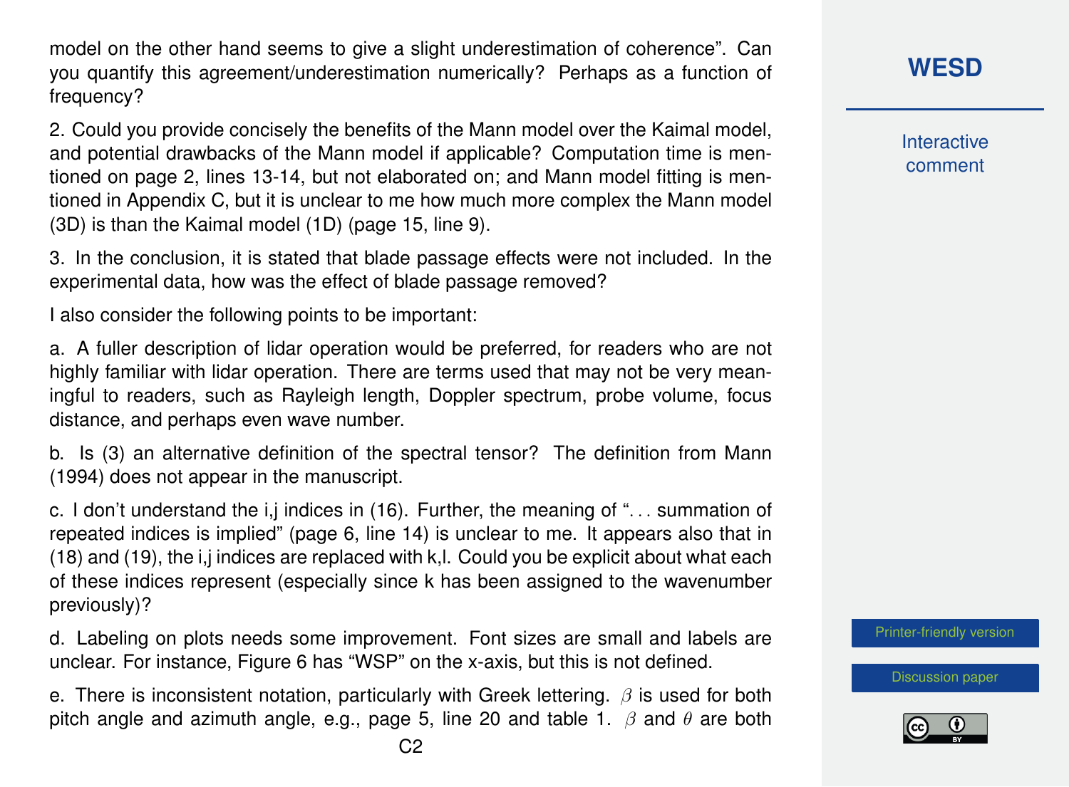model on the other hand seems to give a slight underestimation of coherence". Can you quantify this agreement/underestimation numerically? Perhaps as a function of frequency?

2. Could you provide concisely the benefits of the Mann model over the Kaimal model, and potential drawbacks of the Mann model if applicable? Computation time is mentioned on page 2, lines 13-14, but not elaborated on; and Mann model fitting is mentioned in Appendix C, but it is unclear to me how much more complex the Mann model (3D) is than the Kaimal model (1D) (page 15, line 9).

3. In the conclusion, it is stated that blade passage effects were not included. In the experimental data, how was the effect of blade passage removed?

I also consider the following points to be important:

a. A fuller description of lidar operation would be preferred, for readers who are not highly familiar with lidar operation. There are terms used that may not be very meaningful to readers, such as Rayleigh length, Doppler spectrum, probe volume, focus distance, and perhaps even wave number.

b. Is (3) an alternative definition of the spectral tensor? The definition from Mann (1994) does not appear in the manuscript.

c. I don't understand the i,j indices in (16). Further, the meaning of "... summation of repeated indices is implied" (page 6, line 14) is unclear to me. It appears also that in (18) and (19), the i,j indices are replaced with k,l. Could you be explicit about what each of these indices represent (especially since k has been assigned to the wavenumber previously)?

d. Labeling on plots needs some improvement. Font sizes are small and labels are unclear. For instance, Figure 6 has "WSP" on the x-axis, but this is not defined.

e. There is inconsistent notation, particularly with Greek lettering. $\beta$ is used for both pitch angle and azimuth angle, e.g., page 5, line 20 and table 1. $\beta$ and $\theta$ are both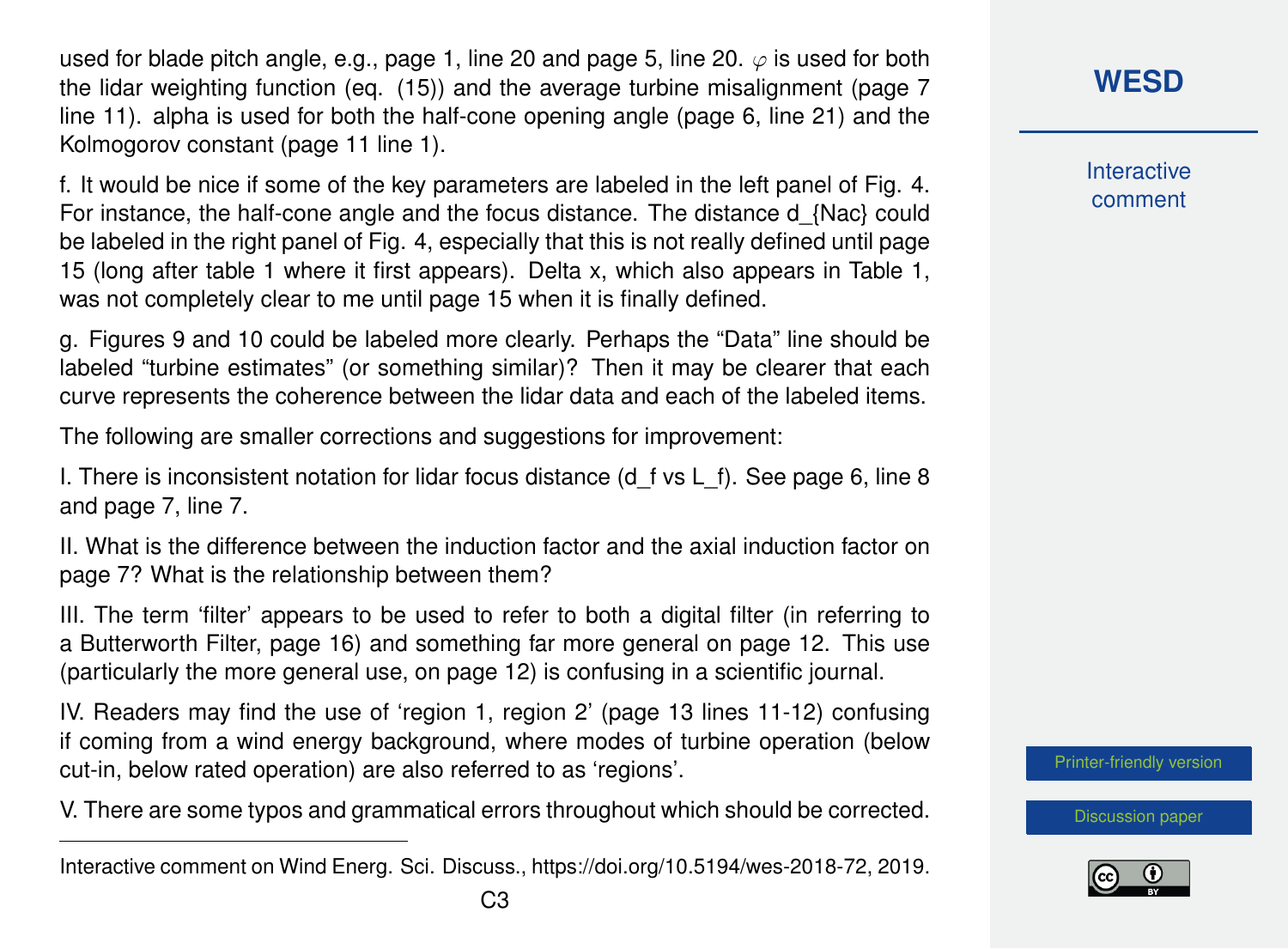used for blade pitch angle, e.g., page 1, line 20 and page 5, line 20. $\varphi$ is used for both the lidar weighting function (eq. (15)) and the average turbine misalignment (page 7 line 11). alpha is used for both the half-cone opening angle (page 6, line 21) and the Kolmogorov constant (page 11 line 1).

f. It would be nice if some of the key parameters are labeled in the left panel of Fig. 4. For instance, the half-cone angle and the focus distance. The distance $d_{Nac}$ could be labeled in the right panel of Fig. 4, especially that this is not really defined until page 15 (long after table 1 where it first appears). Delta x, which also appears in Table 1, was not completely clear to me until page 15 when it is finally defined.

g. Figures 9 and 10 could be labeled more clearly. Perhaps the "Data" line should be labeled "turbine estimates" (or something similar)? Then it may be clearer that each curve represents the coherence between the lidar data and each of the labeled items.

The following are smaller corrections and suggestions for improvement:

I. There is inconsistent notation for lidar focus distance ($d_f$ vs $L_f$). See page 6, line 8 and page 7, line 7.

II. What is the difference between the induction factor and the axial induction factor on page 7? What is the relationship between them?

III. The term 'filter' appears to be used to refer to both a digital filter (in referring to a Butterworth Filter, page 16) and something far more general on page 12. This use (particularly the more general use, on page 12) is confusing in a scientific journal.

IV. Readers may find the use of 'region 1, region 2' (page 13 lines 11-12) confusing if coming from a wind energy background, where modes of turbine operation (below cut-in, below rated operation) are also referred to as 'regions'.

V. There are some typos and grammatical errors throughout which should be corrected.

---

Interactive comment on Wind Energ. Sci. Discuss., https://doi.org/10.5194/wes-2018-72, 2019.